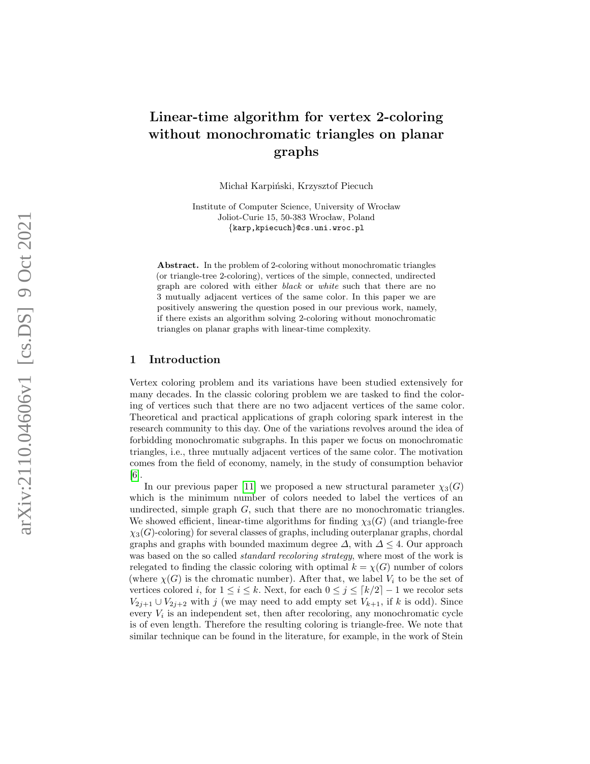# Linear-time algorithm for vertex 2-coloring without monochromatic triangles on planar graphs

Michał Karpiński, Krzysztof Piecuch

Institute of Computer Science, University of Wrocław
Joliot-Curie 15, 50-383 Wrocław, Poland
{karp,kpiecuch}@cs.uni.wroc.pl

**Abstract.** In the problem of 2-coloring without monochromatic triangles (or triangle-tree 2-coloring), vertices of the simple, connected, undirected graph are colored with either *black* or *white* such that there are no 3 mutually adjacent vertices of the same color. In this paper we are positively answering the question posed in our previous work, namely, if there exists an algorithm solving 2-coloring without monochromatic triangles on planar graphs with linear-time complexity.

## 1 Introduction

Vertex coloring problem and its variations have been studied extensively for many decades. In the classic coloring problem we are tasked to find the coloring of vertices such that there are no two adjacent vertices of the same color. Theoretical and practical applications of graph coloring spark interest in the research community to this day. One of the variations revolves around the idea of forbidding monochromatic subgraphs. In this paper we focus on monochromatic triangles, i.e., three mutually adjacent vertices of the same color. The motivation comes from the field of economy, namely, in the study of consumption behavior [6].

In our previous paper [11] we proposed a new structural parameter $\chi_3(G)$ which is the minimum number of colors needed to label the vertices of an undirected, simple graph $G$, such that there are no monochromatic triangles. We showed efficient, linear-time algorithms for finding $\chi_3(G)$ (and triangle-free $\chi_3(G)$-coloring) for several classes of graphs, including outerplanar graphs, chordal graphs and graphs with bounded maximum degree $\Delta$, with $\Delta \leq 4$. Our approach was based on the so called *standard recoloring strategy*, where most of the work is relegated to finding the classic coloring with optimal $k = \chi(G)$ number of colors (where $\chi(G)$ is the chromatic number). After that, we label $V_i$ to be the set of vertices colored $i$, for $1 \leq i \leq k$. Next, for each $0 \leq j \leq \lceil k/2 \rceil - 1$ we recolor sets $V_{2j+1} \cup V_{2j+2}$ with $j$ (we may need to add empty set $V_{k+1}$, if $k$ is odd). Since every $V_i$ is an independent set, then after recoloring, any monochromatic cycle is of even length. Therefore the resulting coloring is triangle-free. We note that similar technique can be found in the literature, for example, in the work of Stein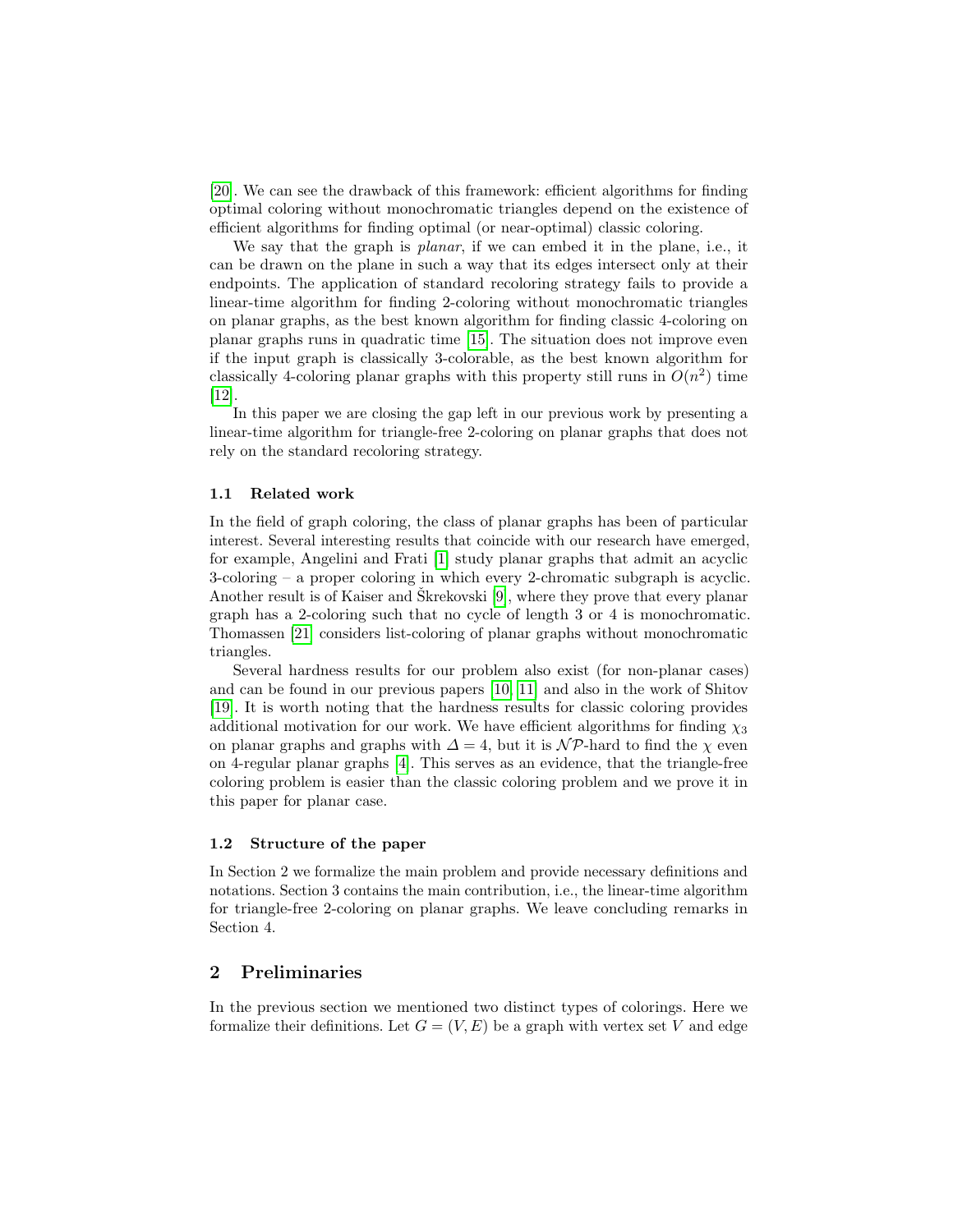[20]. We can see the drawback of this framework: efficient algorithms for finding optimal coloring without monochromatic triangles depend on the existence of efficient algorithms for finding optimal (or near-optimal) classic coloring.

We say that the graph is *planar*, if we can embed it in the plane, i.e., it can be drawn on the plane in such a way that its edges intersect only at their endpoints. The application of standard recoloring strategy fails to provide a linear-time algorithm for finding 2-coloring without monochromatic triangles on planar graphs, as the best known algorithm for finding classic 4-coloring on planar graphs runs in quadratic time [15]. The situation does not improve even if the input graph is classically 3-colorable, as the best known algorithm for classically 4-coloring planar graphs with this property still runs in $O(n^2)$ time [12].

In this paper we are closing the gap left in our previous work by presenting a linear-time algorithm for triangle-free 2-coloring on planar graphs that does not rely on the standard recoloring strategy.

### 1.1 Related work

In the field of graph coloring, the class of planar graphs has been of particular interest. Several interesting results that coincide with our research have emerged, for example, Angelini and Frati [1] study planar graphs that admit an acyclic 3-coloring – a proper coloring in which every 2-chromatic subgraph is acyclic. Another result is of Kaiser and Škrekovski [9], where they prove that every planar graph has a 2-coloring such that no cycle of length 3 or 4 is monochromatic. Thomassen [21] considers list-coloring of planar graphs without monochromatic triangles.

Several hardness results for our problem also exist (for non-planar cases) and can be found in our previous papers [10, 11] and also in the work of Shitov [19]. It is worth noting that the hardness results for classic coloring provides additional motivation for our work. We have efficient algorithms for finding $\chi_3$ on planar graphs and graphs with $\Delta = 4$, but it is $\mathcal{NP}$-hard to find the $\chi$ even on 4-regular planar graphs [4]. This serves as an evidence, that the triangle-free coloring problem is easier than the classic coloring problem and we prove it in this paper for planar case.

### 1.2 Structure of the paper

In Section 2 we formalize the main problem and provide necessary definitions and notations. Section 3 contains the main contribution, i.e., the linear-time algorithm for triangle-free 2-coloring on planar graphs. We leave concluding remarks in Section 4.

## 2 Preliminaries

In the previous section we mentioned two distinct types of colorings. Here we formalize their definitions. Let $G = (V, E)$ be a graph with vertex set $V$ and edge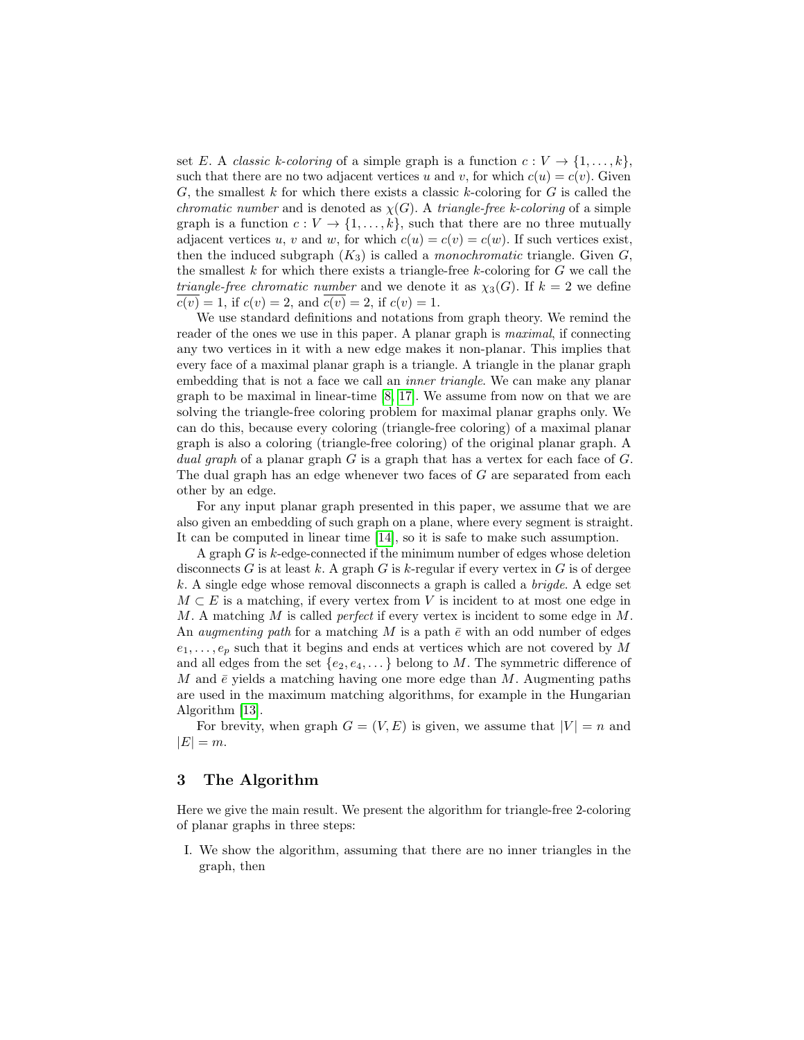set $E$. A *classic k-coloring* of a simple graph is a function $c : V \to \{1, \dots, k\}$, such that there are no two adjacent vertices $u$ and $v$, for which $c(u) = c(v)$. Given $G$, the smallest $k$ for which there exists a classic $k$-coloring for $G$ is called the *chromatic number* and is denoted as $\chi(G)$. A *triangle-free k-coloring* of a simple graph is a function $c : V \to \{1, \dots, k\}$, such that there are no three mutually adjacent vertices $u$, $v$ and $w$, for which $c(u) = c(v) = c(w)$. If such vertices exist, then the induced subgraph ($K_3$) is called a *monochromatic* triangle. Given $G$, the smallest $k$ for which there exists a triangle-free $k$-coloring for $G$ we call the *triangle-free chromatic number* and we denote it as $\chi_3(G)$. If $k = 2$ we define $\overline{c(v)} = 1$, if $c(v) = 2$, and $\overline{c(v)} = 2$, if $c(v) = 1$.

We use standard definitions and notations from graph theory. We remind the reader of the ones we use in this paper. A planar graph is *maximal*, if connecting any two vertices in it with a new edge makes it non-planar. This implies that every face of a maximal planar graph is a triangle. A triangle in the planar graph embedding that is not a face we call an *inner triangle*. We can make any planar graph to be maximal in linear-time [8, 17]. We assume from now on that we are solving the triangle-free coloring problem for maximal planar graphs only. We can do this, because every coloring (triangle-free coloring) of a maximal planar graph is also a coloring (triangle-free coloring) of the original planar graph. A *dual graph* of a planar graph $G$ is a graph that has a vertex for each face of $G$. The dual graph has an edge whenever two faces of $G$ are separated from each other by an edge.

For any input planar graph presented in this paper, we assume that we are also given an embedding of such graph on a plane, where every segment is straight. It can be computed in linear time [14], so it is safe to make such assumption.

A graph $G$ is $k$-edge-connected if the minimum number of edges whose deletion disconnects $G$ is at least $k$. A graph $G$ is $k$-regular if every vertex in $G$ is of dergee $k$. A single edge whose removal disconnects a graph is called a *brigde*. A edge set $M \subset E$ is a matching, if every vertex from $V$ is incident to at most one edge in $M$. A matching $M$ is called *perfect* if every vertex is incident to some edge in $M$. An *augmenting path* for a matching $M$ is a path $\bar{e}$ with an odd number of edges $e_1, \dots, e_p$ such that it begins and ends at vertices which are not covered by $M$ and all edges from the set $\{e_2, e_4, \dots\}$ belong to $M$. The symmetric difference of $M$ and $\bar{e}$ yields a matching having one more edge than $M$. Augmenting paths are used in the maximum matching algorithms, for example in the Hungarian Algorithm [13].

For brevity, when graph $G = (V, E)$ is given, we assume that $|V| = n$ and $|E| = m$.

## 3 The Algorithm

Here we give the main result. We present the algorithm for triangle-free 2-coloring of planar graphs in three steps:

I. We show the algorithm, assuming that there are no inner triangles in the graph, then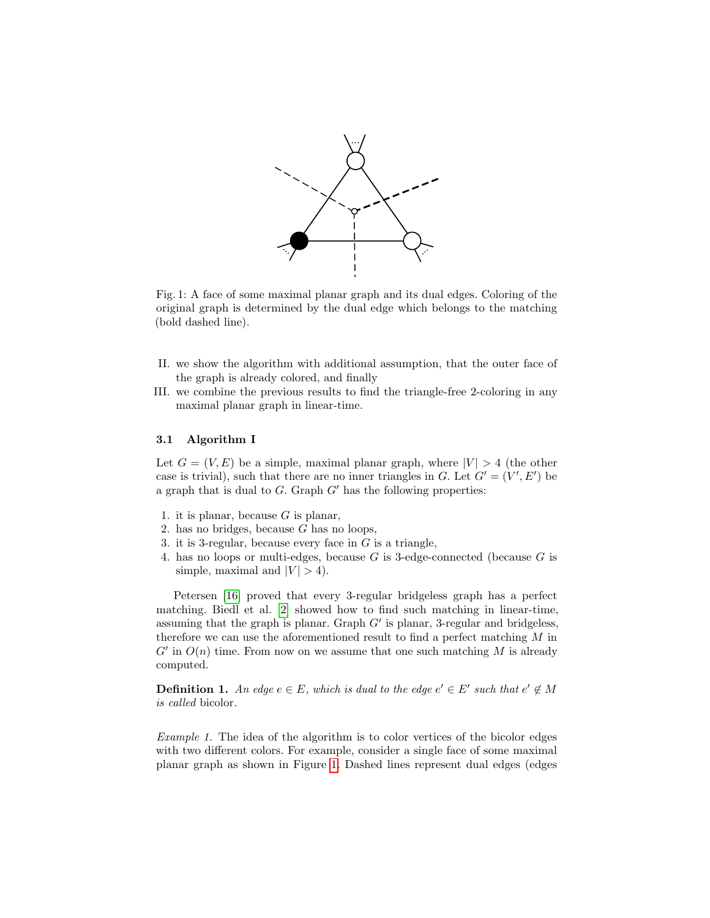Fig. 1: A face of some maximal planar graph and its dual edges. Coloring of the original graph is determined by the dual edge which belongs to the matching (bold dashed line).

II. we show the algorithm with additional assumption, that the outer face of the graph is already colored, and finally
III. we combine the previous results to find the triangle-free 2-coloring in any maximal planar graph in linear-time.

### 3.1 Algorithm I

Let $G = (V, E)$ be a simple, maximal planar graph, where $|V| > 4$ (the other case is trivial), such that there are no inner triangles in $G$. Let $G' = (V', E')$ be a graph that is dual to $G$. Graph $G'$ has the following properties:

1. it is planar, because $G$ is planar,
2. has no bridges, because $G$ has no loops,
3. it is 3-regular, because every face in $G$ is a triangle,
4. has no loops or multi-edges, because $G$ is 3-edge-connected (because $G$ is simple, maximal and $|V| > 4$).

Petersen [16] proved that every 3-regular bridgeless graph has a perfect matching. Biedl et al. [2] showed how to find such matching in linear-time, assuming that the graph is planar. Graph $G'$ is planar, 3-regular and bridgeless, therefore we can use the aforementioned result to find a perfect matching $M$ in $G'$ in $O(n)$ time. From now on we assume that one such matching $M$ is already computed.

**Definition 1.** *An edge $e \in E$, which is dual to the edge $e' \in E'$ such that $e' \notin M$ is called* bicolor.

*Example 1.* The idea of the algorithm is to color vertices of the bicolor edges with two different colors. For example, consider a single face of some maximal planar graph as shown in Figure 1. Dashed lines represent dual edges (edges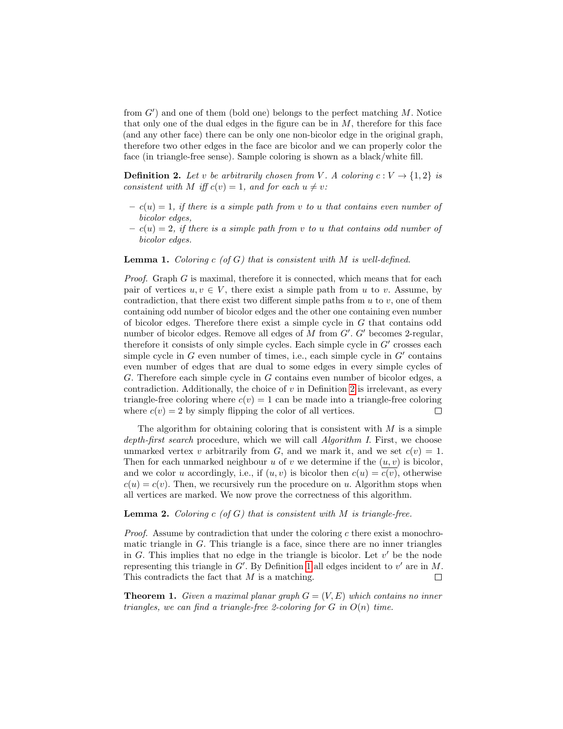from $G'$) and one of them (bold one) belongs to the perfect matching $M$. Notice that only one of the dual edges in the figure can be in $M$, therefore for this face (and any other face) there can be only one non-bicolor edge in the original graph, therefore two other edges in the face are bicolor and we can properly color the face (in triangle-free sense). Sample coloring is shown as a black/white fill.

**Definition 2.** *Let $v$ be arbitrarily chosen from $V$. A coloring $c : V \to \{1, 2\}$ is consistent with $M$ iff $c(v) = 1$, and for each $u \neq v$:*

- *$c(u) = 1$, if there is a simple path from $v$ to $u$ that contains even number of bicolor edges,*
- *$c(u) = 2$, if there is a simple path from $v$ to $u$ that contains odd number of bicolor edges.*

**Lemma 1.** *Coloring $c$ (of $G$) that is consistent with $M$ is well-defined.*

*Proof.* Graph $G$ is maximal, therefore it is connected, which means that for each pair of vertices $u, v \in V$, there exist a simple path from $u$ to $v$. Assume, by contradiction, that there exist two different simple paths from $u$ to $v$, one of them containing odd number of bicolor edges and the other one containing even number of bicolor edges. Therefore there exist a simple cycle in $G$ that contains odd number of bicolor edges. Remove all edges of $M$ from $G'$. $G'$ becomes 2-regular, therefore it consists of only simple cycles. Each simple cycle in $G'$ crosses each simple cycle in $G$ even number of times, i.e., each simple cycle in $G'$ contains even number of edges that are dual to some edges in every simple cycles of $G$. Therefore each simple cycle in $G$ contains even number of bicolor edges, a contradiction. Additionally, the choice of $v$ in Definition 2 is irrelevant, as every triangle-free coloring where $c(v) = 1$ can be made into a triangle-free coloring where $c(v) = 2$ by simply flipping the color of all vertices. □

The algorithm for obtaining coloring that is consistent with $M$ is a simple *depth-first search* procedure, which we will call *Algorithm I*. First, we choose unmarked vertex $v$ arbitrarily from $G$, and we mark it, and we set $c(v) = 1$. Then for each unmarked neighbour $u$ of $v$ we determine if the $\overline{(u, v)}$ is bicolor, and we color $u$ accordingly, i.e., if $(u, v)$ is bicolor then $c(u) = \overline{c(v)}$, otherwise $c(u) = c(v)$. Then, we recursively run the procedure on $u$. Algorithm stops when all vertices are marked. We now prove the correctness of this algorithm.

**Lemma 2.** *Coloring $c$ (of $G$) that is consistent with $M$ is triangle-free.*

*Proof.* Assume by contradiction that under the coloring $c$ there exist a monochromatic triangle in $G$. This triangle is a face, since there are no inner triangles in $G$. This implies that no edge in the triangle is bicolor. Let $v'$ be the node representing this triangle in $G'$. By Definition 1 all edges incident to $v'$ are in $M$. This contradicts the fact that $M$ is a matching. □

**Theorem 1.** *Given a maximal planar graph $G = (V, E)$ which contains no inner triangles, we can find a triangle-free 2-coloring for $G$ in $O(n)$ time.*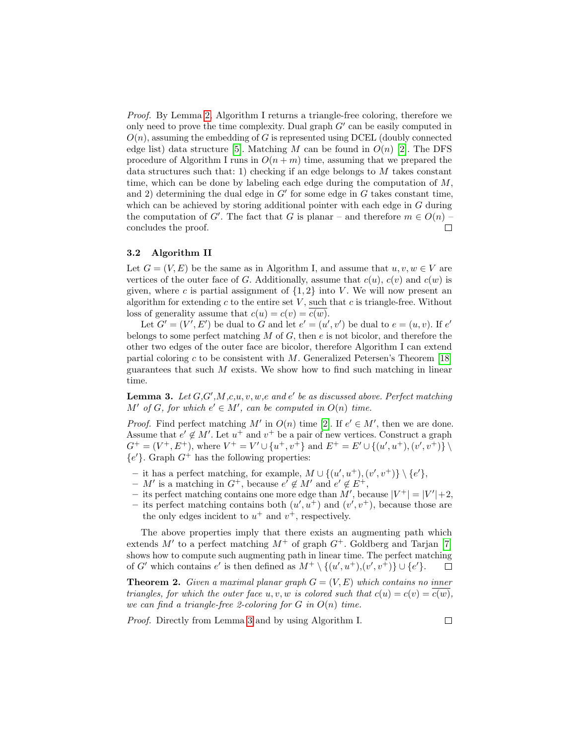*Proof.* By Lemma 2, Algorithm I returns a triangle-free coloring, therefore we only need to prove the time complexity. Dual graph $G'$ can be easily computed in $O(n)$, assuming the embedding of $G$ is represented using DCEL (doubly connected edge list) data structure [5]. Matching $M$ can be found in $O(n)$ [2]. The DFS procedure of Algorithm I runs in $O(n+m)$ time, assuming that we prepared the data structures such that: 1) checking if an edge belongs to $M$ takes constant time, which can be done by labeling each edge during the computation of $M$, and 2) determining the dual edge in $G'$ for some edge in $G$ takes constant time, which can be achieved by storing additional pointer with each edge in $G$ during the computation of $G'$. The fact that $G$ is planar – and therefore $m \in O(n)$ – concludes the proof. □

### 3.2 Algorithm II

Let $G = (V, E)$ be the same as in Algorithm I, and assume that $u, v, w \in V$ are vertices of the outer face of $G$. Additionally, assume that $c(u)$, $c(v)$ and $c(w)$ is given, where $c$ is partial assignment of $\{1, 2\}$ into $V$. We will now present an algorithm for extending $c$ to the entire set $V$, such that $c$ is triangle-free. Without loss of generality assume that $c(u) = c(v) = \overline{c(w)}$.

Let $G' = (V', E')$ be dual to $G$ and let $e' = (u', v')$ be dual to $e = (u, v)$. If $e'$ belongs to some perfect matching $M$ of $G$, then $e$ is not bicolor, and therefore the other two edges of the outer face are bicolor, therefore Algorithm I can extend partial coloring $c$ to be consistent with $M$. Generalized Petersen's Theorem [18] guarantees that such $M$ exists. We show how to find such matching in linear time.

**Lemma 3.** *Let $G$,$G'$,$M$,$c$,$u$, $v$, $w$,$e$ and $e'$ be as discussed above. Perfect matching $M'$ of $G$, for which $e' \in M'$, can be computed in $O(n)$ time.*

*Proof.* Find perfect matching $M'$ in $O(n)$ time [2]. If $e' \in M'$, then we are done. Assume that $e' \notin M'$. Let $u^+$ and $v^+$ be a pair of new vertices. Construct a graph $G^+ = (V^+, E^+)$, where $V^+ = V' \cup \{u^+, v^+\}$ and $E^+ = E' \cup \{(u', u^+), (v', v^+)\} \setminus \{e'\}$. Graph $G^+$ has the following properties:

- it has a perfect matching, for example, $M \cup \{(u', u^+), (v', v^+)\} \setminus \{e'\}$,
- $M'$ is a matching in $G^+$, because $e' \notin M'$ and $e' \notin E^+$,
- its perfect matching contains one more edge than $M'$, because $|V^+| = |V'| + 2$,
- its perfect matching contains both $(u', u^+)$ and $(v', v^+)$, because those are the only edges incident to $u^+$ and $v^+$, respectively.

The above properties imply that there exists an augmenting path which extends $M'$ to a perfect matching $M^+$ of graph $G^+$. Goldberg and Tarjan [7] shows how to compute such augmenting path in linear time. The perfect matching of $G'$ which contains $e'$ is then defined as $M^+ \setminus \{(u', u^+), (v', v^+)\} \cup \{e'\}$. □

**Theorem 2.** *Given a maximal planar graph $G = (V, E)$ which contains no inner triangles, for which the outer face $u, v, w$ is colored such that $c(u) = c(v) = \overline{c(w)}$, we can find a triangle-free 2-coloring for $G$ in $O(n)$ time.*

*Proof.* Directly from Lemma 3 and by using Algorithm I. □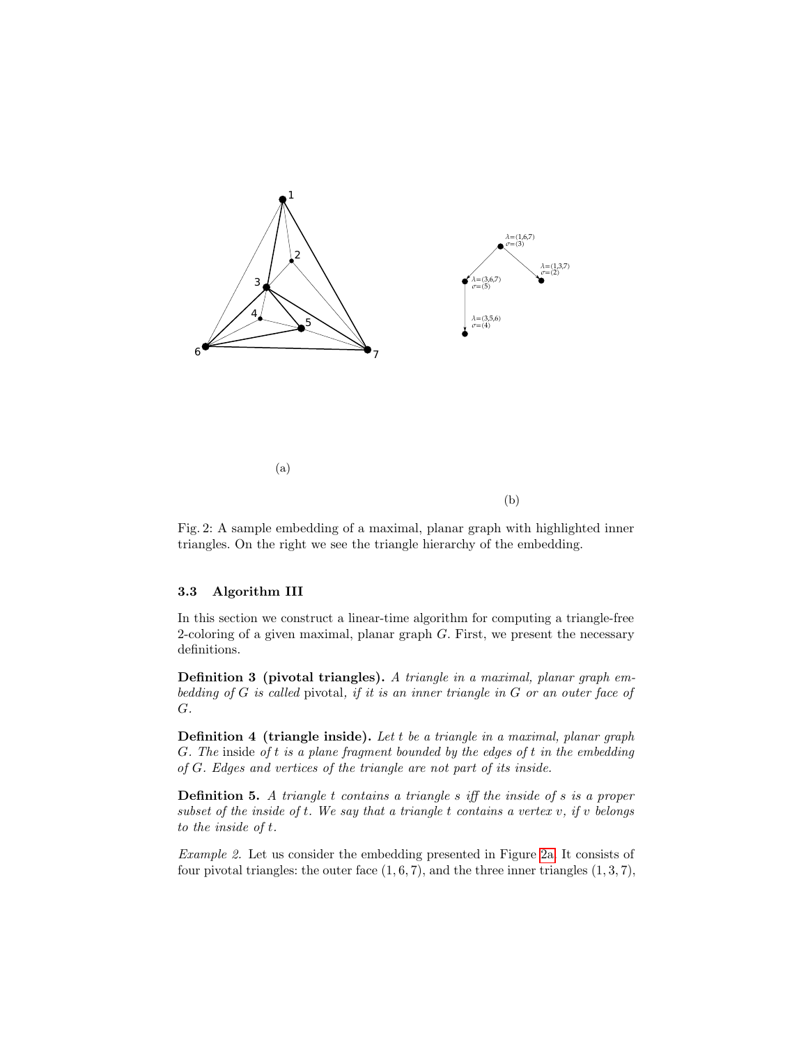(a)

(b)

Fig. 2: A sample embedding of a maximal, planar graph with highlighted inner triangles. On the right we see the triangle hierarchy of the embedding.

### 3.3 Algorithm III

In this section we construct a linear-time algorithm for computing a triangle-free 2-coloring of a given maximal, planar graph $G$. First, we present the necessary definitions.

**Definition 3 (pivotal triangles).** *A triangle in a maximal, planar graph embedding of $G$ is called* pivotal*, if it is an inner triangle in $G$ or an outer face of $G$.*

**Definition 4 (triangle inside).** *Let $t$ be a triangle in a maximal, planar graph $G$. The* inside *of $t$ is a plane fragment bounded by the edges of $t$ in the embedding of $G$. Edges and vertices of the triangle are not part of its inside.*

**Definition 5.** *A triangle $t$ contains a triangle $s$ iff the inside of $s$ is a proper subset of the inside of $t$. We say that a triangle $t$ contains a vertex $v$, if $v$ belongs to the inside of $t$.*

*Example 2.* Let us consider the embedding presented in Figure 2a. It consists of four pivotal triangles: the outer face $(1, 6, 7)$, and the three inner triangles $(1, 3, 7)$,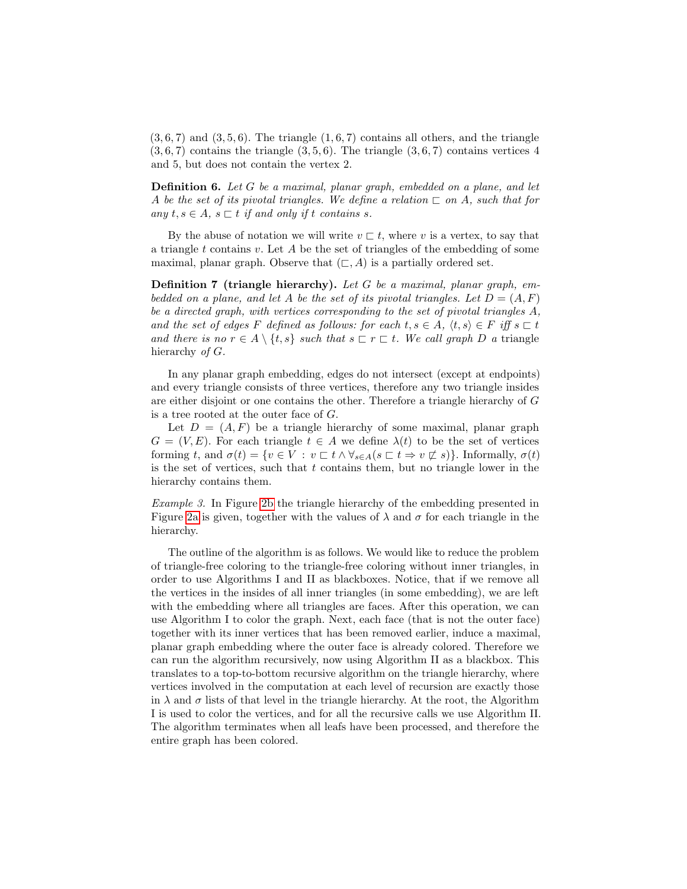(3, 6, 7) and (3, 5, 6). The triangle (1, 6, 7) contains all others, and the triangle (3, 6, 7) contains the triangle (3, 5, 6). The triangle (3, 6, 7) contains vertices 4 and 5, but does not contain the vertex 2.

**Definition 6.** *Let $G$ be a maximal, planar graph, embedded on a plane, and let $A$ be the set of its pivotal triangles. We define a relation $\sqsubset$ on $A$, such that for any $t, s \in A$, $s \sqsubset t$ if and only if $t$ contains $s$.*

By the abuse of notation we will write $v \sqsubset t$, where $v$ is a vertex, to say that a triangle $t$ contains $v$. Let $A$ be the set of triangles of the embedding of some maximal, planar graph. Observe that $(\sqsubset, A)$ is a partially ordered set.

**Definition 7 (triangle hierarchy).** *Let $G$ be a maximal, planar graph, embedded on a plane, and let $A$ be the set of its pivotal triangles. Let $D = (A, F)$ be a directed graph, with vertices corresponding to the set of pivotal triangles $A$, and the set of edges $F$ defined as follows: for each $t, s \in A$, $\langle t, s \rangle \in F$ iff $s \sqsubset t$ and there is no $r \in A \setminus \{t, s\}$ such that $s \sqsubset r \sqsubset t$. We call graph $D$ a* triangle hierarchy *of $G$.*

In any planar graph embedding, edges do not intersect (except at endpoints) and every triangle consists of three vertices, therefore any two triangle insides are either disjoint or one contains the other. Therefore a triangle hierarchy of $G$ is a tree rooted at the outer face of $G$.

Let $D = (A, F)$ be a triangle hierarchy of some maximal, planar graph $G = (V, E)$. For each triangle $t \in A$ we define $\lambda(t)$ to be the set of vertices forming $t$, and $\sigma(t) = \{v \in V : v \sqsubset t \wedge \forall_{s \in A}(s \sqsubset t \Rightarrow v \not\sqsubset s)\}$. Informally, $\sigma(t)$ is the set of vertices, such that $t$ contains them, but no triangle lower in the hierarchy contains them.

*Example 3.* In Figure 2b the triangle hierarchy of the embedding presented in Figure 2a is given, together with the values of $\lambda$ and $\sigma$ for each triangle in the hierarchy.

The outline of the algorithm is as follows. We would like to reduce the problem of triangle-free coloring to the triangle-free coloring without inner triangles, in order to use Algorithms I and II as blackboxes. Notice, that if we remove all the vertices in the insides of all inner triangles (in some embedding), we are left with the embedding where all triangles are faces. After this operation, we can use Algorithm I to color the graph. Next, each face (that is not the outer face) together with its inner vertices that has been removed earlier, induce a maximal, planar graph embedding where the outer face is already colored. Therefore we can run the algorithm recursively, now using Algorithm II as a blackbox. This translates to a top-to-bottom recursive algorithm on the triangle hierarchy, where vertices involved in the computation at each level of recursion are exactly those in $\lambda$ and $\sigma$ lists of that level in the triangle hierarchy. At the root, the Algorithm I is used to color the vertices, and for all the recursive calls we use Algorithm II. The algorithm terminates when all leafs have been processed, and therefore the entire graph has been colored.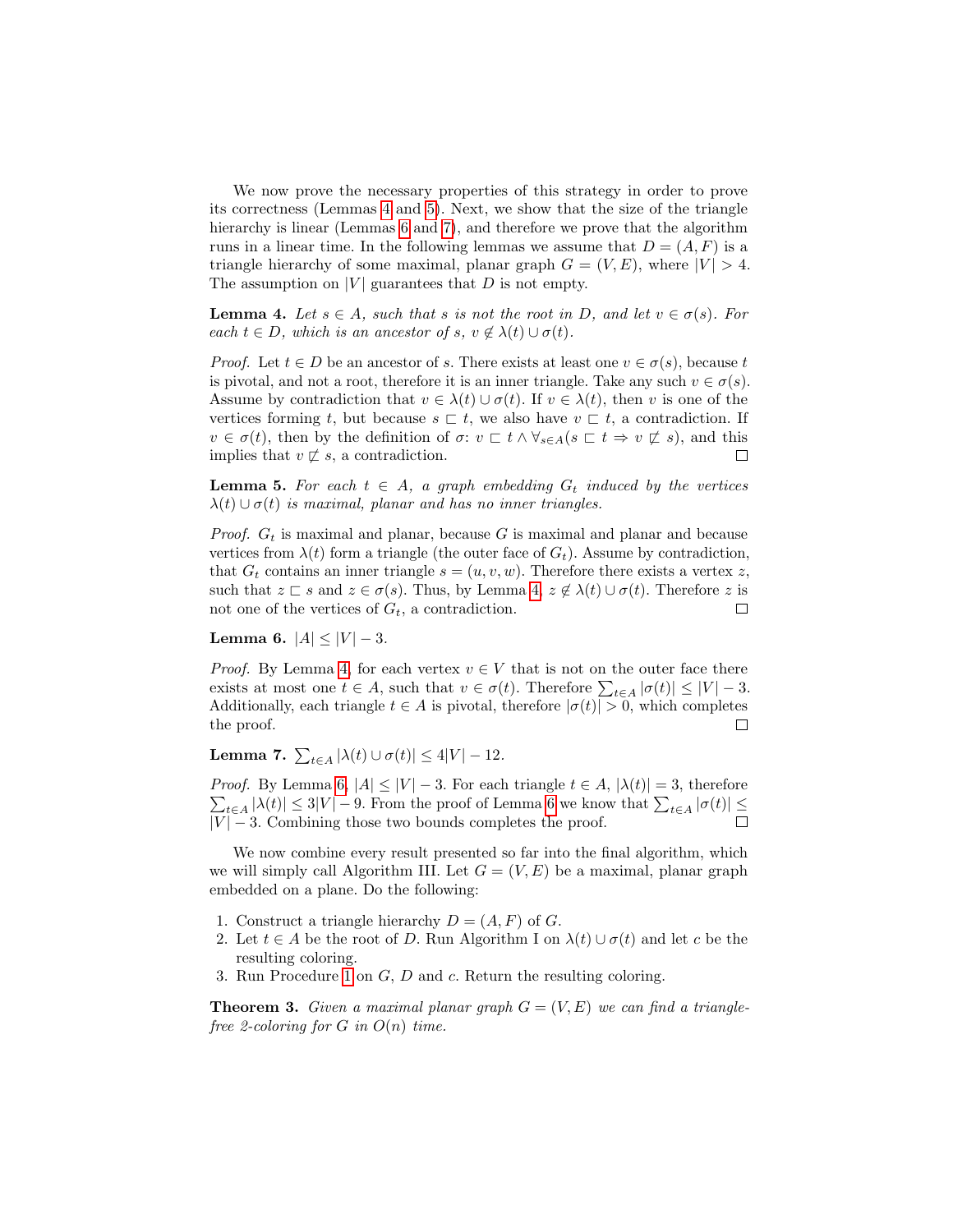We now prove the necessary properties of this strategy in order to prove its correctness (Lemmas 4 and 5). Next, we show that the size of the triangle hierarchy is linear (Lemmas 6 and 7), and therefore we prove that the algorithm runs in a linear time. In the following lemmas we assume that $D = (A, F)$ is a triangle hierarchy of some maximal, planar graph $G = (V, E)$, where $|V| > 4$. The assumption on $|V|$ guarantees that $D$ is not empty.

**Lemma 4.** *Let $s \in A$, such that $s$ is not the root in $D$, and let $v \in \sigma(s)$. For each $t \in D$, which is an ancestor of $s$, $v \notin \lambda(t) \cup \sigma(t)$.*

*Proof.* Let $t \in D$ be an ancestor of $s$. There exists at least one $v \in \sigma(s)$, because $t$ is pivotal, and not a root, therefore it is an inner triangle. Take any such $v \in \sigma(s)$. Assume by contradiction that $v \in \lambda(t) \cup \sigma(t)$. If $v \in \lambda(t)$, then $v$ is one of the vertices forming $t$, but because $s \sqsubset t$, we also have $v \sqsubset t$, a contradiction. If $v \in \sigma(t)$, then by the definition of $\sigma$: $v \sqsubset t \wedge \forall_{s \in A}(s \sqsubset t \Rightarrow v \not\sqsubset s)$, and this implies that $v \not\sqsubset s$, a contradiction. $\square$

**Lemma 5.** *For each $t \in A$, a graph embedding $G_t$ induced by the vertices $\lambda(t) \cup \sigma(t)$ is maximal, planar and has no inner triangles.*

*Proof.* $G_t$ is maximal and planar, because $G$ is maximal and planar and because vertices from $\lambda(t)$ form a triangle (the outer face of $G_t$). Assume by contradiction, that $G_t$ contains an inner triangle $s = (u, v, w)$. Therefore there exists a vertex $z$, such that $z \sqsubset s$ and $z \in \sigma(s)$. Thus, by Lemma 4, $z \notin \lambda(t) \cup \sigma(t)$. Therefore $z$ is not one of the vertices of $G_t$, a contradiction. $\square$

**Lemma 6.** $|A| \leq |V| - 3$.

*Proof.* By Lemma 4, for each vertex $v \in V$ that is not on the outer face there exists at most one $t \in A$, such that $v \in \sigma(t)$. Therefore $\sum_{t \in A} |\sigma(t)| \leq |V| - 3$. Additionally, each triangle $t \in A$ is pivotal, therefore $|\sigma(t)| > 0$, which completes the proof. $\square$

**Lemma 7.** $\sum_{t \in A} |\lambda(t) \cup \sigma(t)| \leq 4|V| - 12$.

*Proof.* By Lemma 6, $|A| \leq |V| - 3$. For each triangle $t \in A$, $|\lambda(t)| = 3$, therefore $\sum_{t \in A} |\lambda(t)| \leq 3|V| - 9$. From the proof of Lemma 6 we know that $\sum_{t \in A} |\sigma(t)| \leq |V| - 3$. Combining those two bounds completes the proof. $\square$

We now combine every result presented so far into the final algorithm, which we will simply call Algorithm III. Let $G = (V, E)$ be a maximal, planar graph embedded on a plane. Do the following:

1. Construct a triangle hierarchy $D = (A, F)$ of $G$.
2. Let $t \in A$ be the root of $D$. Run Algorithm I on $\lambda(t) \cup \sigma(t)$ and let $c$ be the resulting coloring.
3. Run Procedure 1 on $G$, $D$ and $c$. Return the resulting coloring.

**Theorem 3.** *Given a maximal planar graph $G = (V, E)$ we can find a triangle-free 2-coloring for $G$ in $O(n)$ time.*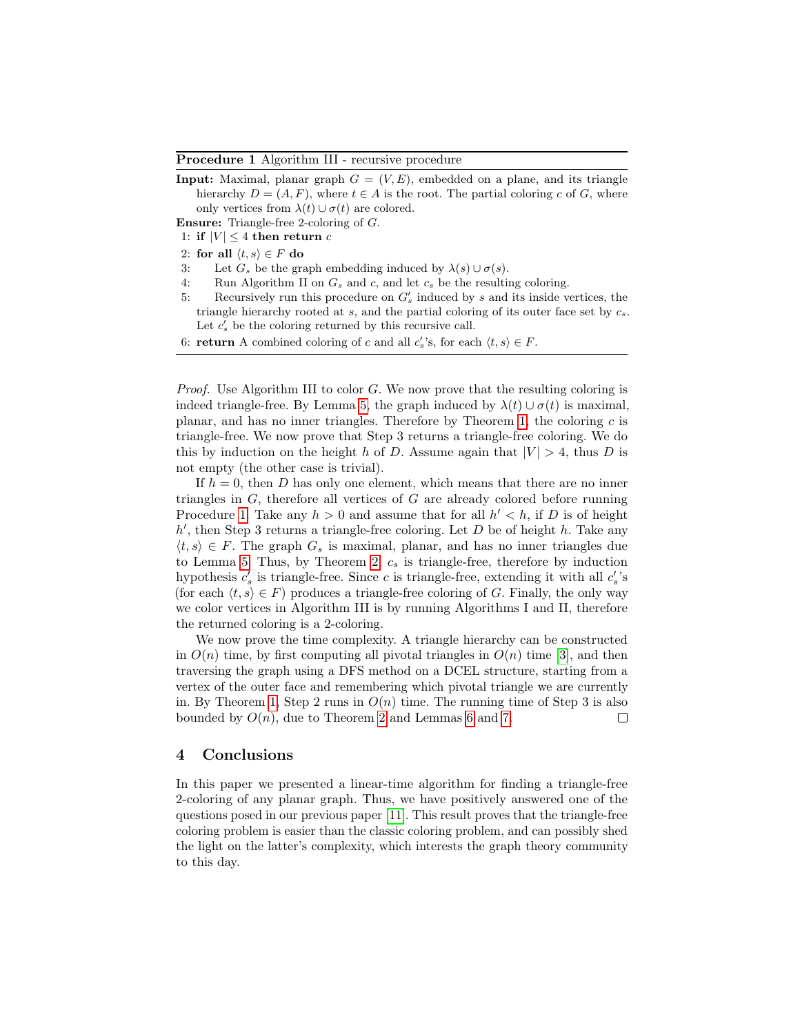**Procedure 1** Algorithm III - recursive procedure

**Input:** Maximal, planar graph $G = (V, E)$, embedded on a plane, and its triangle hierarchy $D = (A, F)$, where $t \in A$ is the root. The partial coloring $c$ of $G$, where only vertices from $\lambda(t) \cup \sigma(t)$ are colored.

**Ensure:** Triangle-free 2-coloring of $G$.

1: **if** $|V| \leq 4$ **then return** $c$

2: **for all** $\langle t, s \rangle \in F$ **do**

3: Let $G_s$ be the graph embedding induced by $\lambda(s) \cup \sigma(s)$.

4: Run Algorithm II on $G_s$ and $c$, and let $c_s$ be the resulting coloring.

5: Recursively run this procedure on $G'_s$ induced by $s$ and its inside vertices, the triangle hierarchy rooted at $s$, and the partial coloring of its outer face set by $c_s$. Let $c'_s$ be the coloring returned by this recursive call.

6: **return** A combined coloring of $c$ and all $c'_s$'s, for each $\langle t, s \rangle \in F$.

*Proof.* Use Algorithm III to color $G$. We now prove that the resulting coloring is indeed triangle-free. By Lemma 5, the graph induced by $\lambda(t) \cup \sigma(t)$ is maximal, planar, and has no inner triangles. Therefore by Theorem 1, the coloring $c$ is triangle-free. We now prove that Step 3 returns a triangle-free coloring. We do this by induction on the height $h$ of $D$. Assume again that $|V| > 4$, thus $D$ is not empty (the other case is trivial).

If $h = 0$, then $D$ has only one element, which means that there are no inner triangles in $G$, therefore all vertices of $G$ are already colored before running Procedure 1. Take any $h > 0$ and assume that for all $h' < h$, if $D$ is of height $h'$, then Step 3 returns a triangle-free coloring. Let $D$ be of height $h$. Take any $\langle t, s \rangle \in F$. The graph $G_s$ is maximal, planar, and has no inner triangles due to Lemma 5. Thus, by Theorem 2, $c_s$ is triangle-free, therefore by induction hypothesis $c'_s$ is triangle-free. Since $c$ is triangle-free, extending it with all $c'_s$'s (for each $\langle t, s \rangle \in F$) produces a triangle-free coloring of $G$. Finally, the only way we color vertices in Algorithm III is by running Algorithms I and II, therefore the returned coloring is a 2-coloring.

We now prove the time complexity. A triangle hierarchy can be constructed in $O(n)$ time, by first computing all pivotal triangles in $O(n)$ time [3], and then traversing the graph using a DFS method on a DCEL structure, starting from a vertex of the outer face and remembering which pivotal triangle we are currently in. By Theorem 1, Step 2 runs in $O(n)$ time. The running time of Step 3 is also bounded by $O(n)$, due to Theorem 2 and Lemmas 6 and 7. □

## 4 Conclusions

In this paper we presented a linear-time algorithm for finding a triangle-free 2-coloring of any planar graph. Thus, we have positively answered one of the questions posed in our previous paper [11]. This result proves that the triangle-free coloring problem is easier than the classic coloring problem, and can possibly shed the light on the latter's complexity, which interests the graph theory community to this day.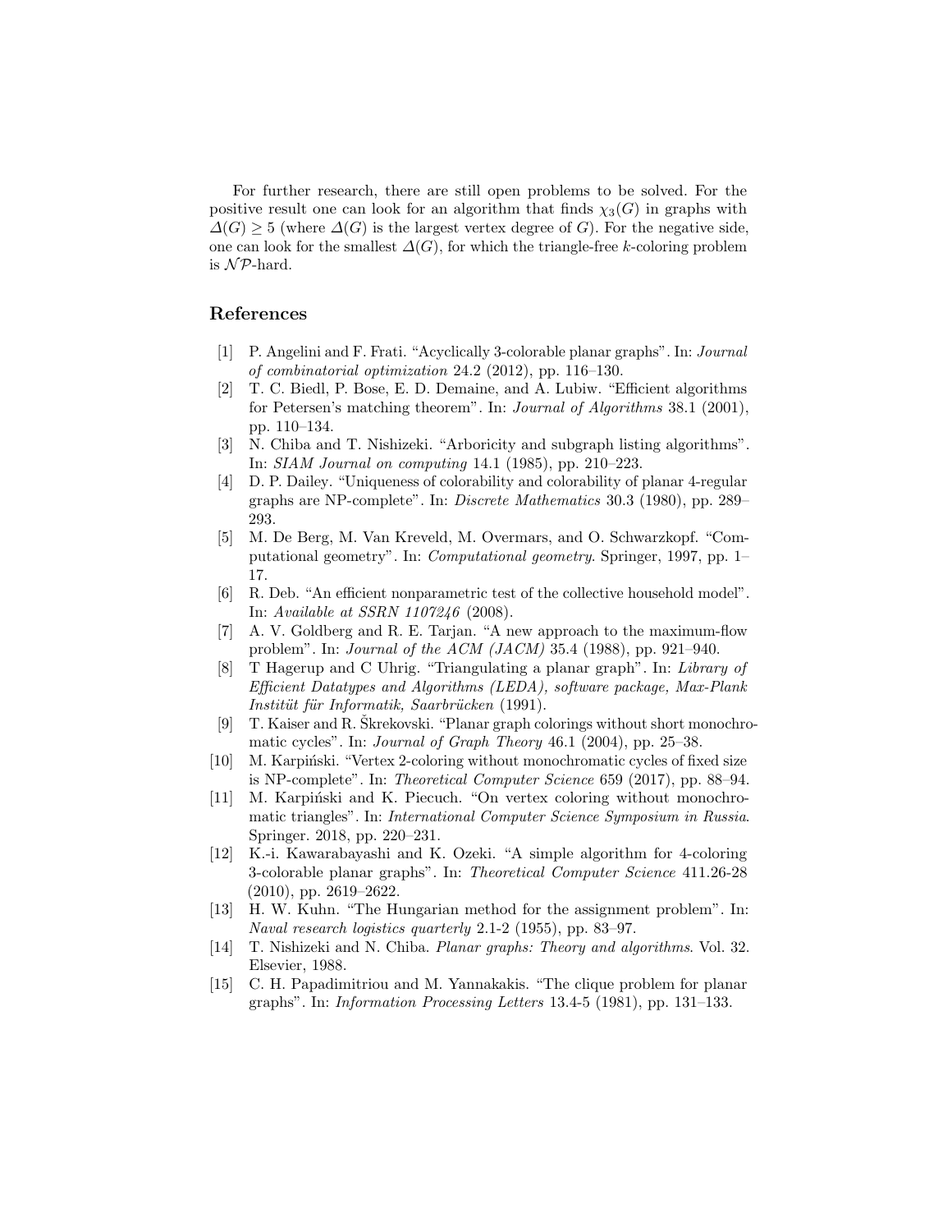For further research, there are still open problems to be solved. For the positive result one can look for an algorithm that finds $\chi_3(G)$ in graphs with $\Delta(G) \geq 5$ (where $\Delta(G)$ is the largest vertex degree of $G$). For the negative side, one can look for the smallest $\Delta(G)$, for which the triangle-free $k$-coloring problem is $\mathcal{NP}$-hard.

## References

[1] P. Angelini and F. Frati. "Acyclically 3-colorable planar graphs". In: *Journal of combinatorial optimization* 24.2 (2012), pp. 116–130.

[2] T. C. Biedl, P. Bose, E. D. Demaine, and A. Lubiw. "Efficient algorithms for Petersen's matching theorem". In: *Journal of Algorithms* 38.1 (2001), pp. 110–134.

[3] N. Chiba and T. Nishizeki. "Arboricity and subgraph listing algorithms". In: *SIAM Journal on computing* 14.1 (1985), pp. 210–223.

[4] D. P. Dailey. "Uniqueness of colorability and colorability of planar 4-regular graphs are NP-complete". In: *Discrete Mathematics* 30.3 (1980), pp. 289–293.

[5] M. De Berg, M. Van Kreveld, M. Overmars, and O. Schwarzkopf. "Computational geometry". In: *Computational geometry*. Springer, 1997, pp. 1–17.

[6] R. Deb. "An efficient nonparametric test of the collective household model". In: *Available at SSRN 1107246* (2008).

[7] A. V. Goldberg and R. E. Tarjan. "A new approach to the maximum-flow problem". In: *Journal of the ACM (JACM)* 35.4 (1988), pp. 921–940.

[8] T Hagerup and C Uhrig. "Triangulating a planar graph". In: *Library of Efficient Datatypes and Algorithms (LEDA), software package, Max-Plank Institüt für Informatik, Saarbrücken* (1991).

[9] T. Kaiser and R. Škrekovski. "Planar graph colorings without short monochromatic cycles". In: *Journal of Graph Theory* 46.1 (2004), pp. 25–38.

[10] M. Karpiński. "Vertex 2-coloring without monochromatic cycles of fixed size is NP-complete". In: *Theoretical Computer Science* 659 (2017), pp. 88–94.

[11] M. Karpiński and K. Piecuch. "On vertex coloring without monochromatic triangles". In: *International Computer Science Symposium in Russia*. Springer. 2018, pp. 220–231.

[12] K.-i. Kawarabayashi and K. Ozeki. "A simple algorithm for 4-coloring 3-colorable planar graphs". In: *Theoretical Computer Science* 411.26-28 (2010), pp. 2619–2622.

[13] H. W. Kuhn. "The Hungarian method for the assignment problem". In: *Naval research logistics quarterly* 2.1-2 (1955), pp. 83–97.

[14] T. Nishizeki and N. Chiba. *Planar graphs: Theory and algorithms*. Vol. 32. Elsevier, 1988.

[15] C. H. Papadimitriou and M. Yannakakis. "The clique problem for planar graphs". In: *Information Processing Letters* 13.4-5 (1981), pp. 131–133.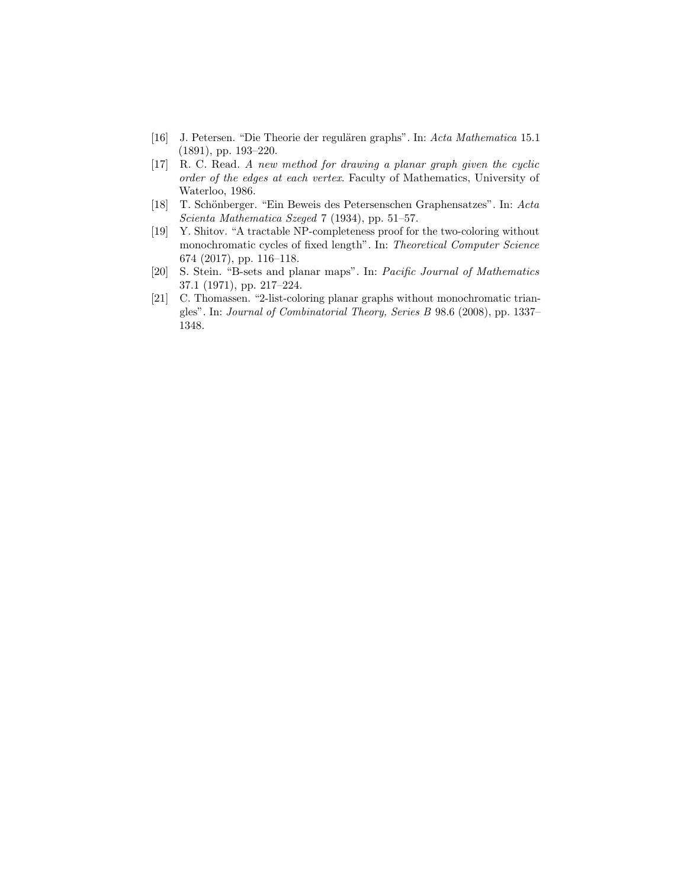- [16] J. Petersen. "Die Theorie der regulären graphs". In: *Acta Mathematica* 15.1 (1891), pp. 193–220.
- [17] R. C. Read. *A new method for drawing a planar graph given the cyclic order of the edges at each vertex*. Faculty of Mathematics, University of Waterloo, 1986.
- [18] T. Schönberger. "Ein Beweis des Petersenschen Graphensatzes". In: *Acta Scienta Mathematica Szeged* 7 (1934), pp. 51–57.
- [19] Y. Shitov. "A tractable NP-completeness proof for the two-coloring without monochromatic cycles of fixed length". In: *Theoretical Computer Science* 674 (2017), pp. 116–118.
- [20] S. Stein. "B-sets and planar maps". In: *Pacific Journal of Mathematics* 37.1 (1971), pp. 217–224.
- [21] C. Thomassen. "2-list-coloring planar graphs without monochromatic triangles". In: *Journal of Combinatorial Theory, Series B* 98.6 (2008), pp. 1337–1348.